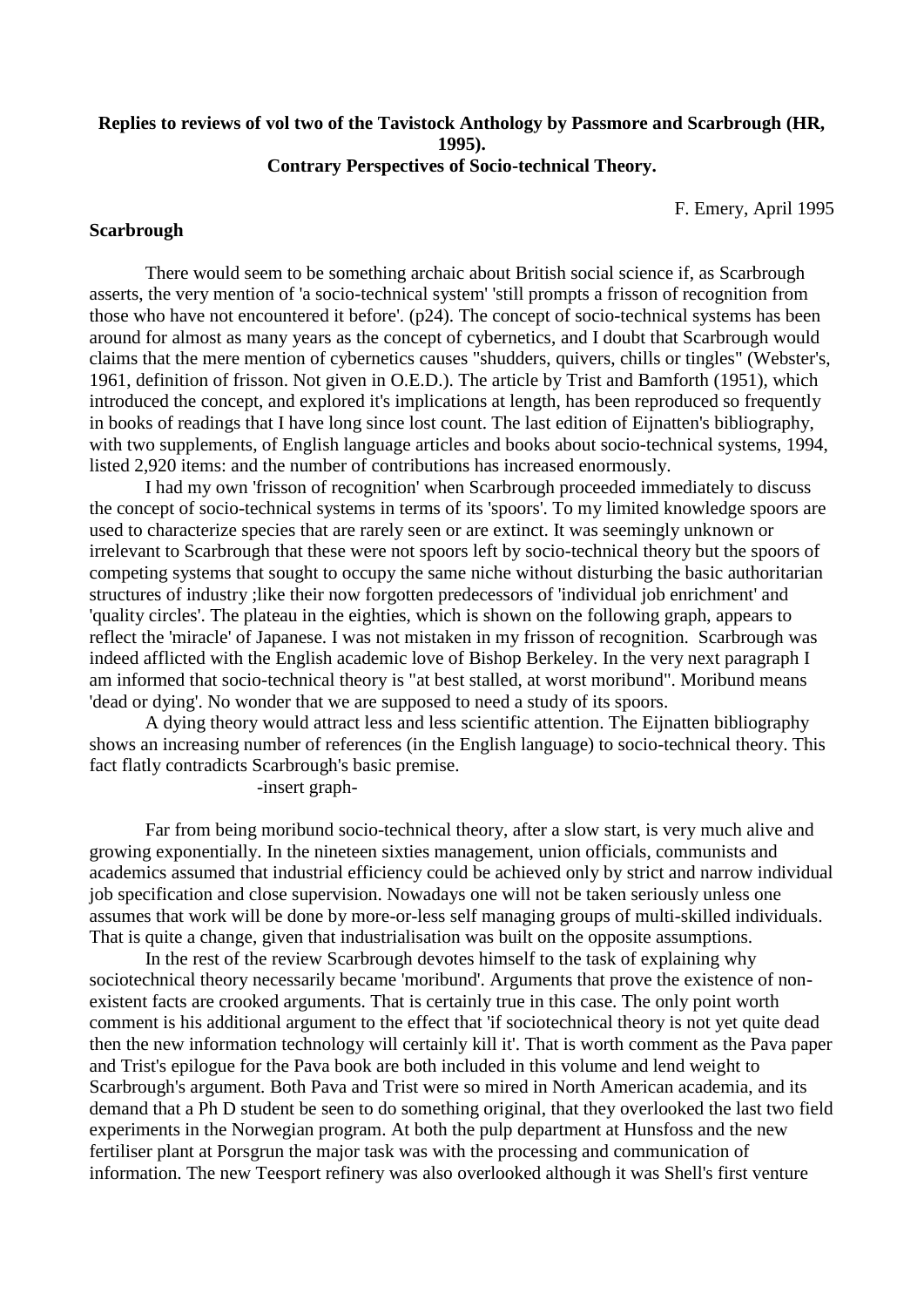**Replies to reviews of vol two of the Tavistock Anthology by Passmore and Scarbrough (HR, 1995).**
**Contrary Perspectives of Socio-technical Theory.**

F. Emery, April 1995

**Scarbrough**

There would seem to be something archaic about British social science if, as Scarbrough asserts, the very mention of 'a socio-technical system' 'still prompts a frisson of recognition from those who have not encountered it before'. (p24). The concept of socio-technical systems has been around for almost as many years as the concept of cybernetics, and I doubt that Scarbrough would claims that the mere mention of cybernetics causes "shudders, quivers, chills or tingles" (Webster's, 1961, definition of frisson. Not given in O.E.D.). The article by Trist and Bamforth (1951), which introduced the concept, and explored it's implications at length, has been reproduced so frequently in books of readings that I have long since lost count. The last edition of Eijnatten's bibliography, with two supplements, of English language articles and books about socio-technical systems, 1994, listed 2,920 items: and the number of contributions has increased enormously.

I had my own 'frisson of recognition' when Scarbrough proceeded immediately to discuss the concept of socio-technical systems in terms of its 'spoors'. To my limited knowledge spoors are used to characterize species that are rarely seen or are extinct. It was seemingly unknown or irrelevant to Scarbrough that these were not spoors left by socio-technical theory but the spoors of competing systems that sought to occupy the same niche without disturbing the basic authoritarian structures of industry ;like their now forgotten predecessors of 'individual job enrichment' and 'quality circles'. The plateau in the eighties, which is shown on the following graph, appears to reflect the 'miracle' of Japanese. I was not mistaken in my frisson of recognition. Scarbrough was indeed afflicted with the English academic love of Bishop Berkeley. In the very next paragraph I am informed that socio-technical theory is "at best stalled, at worst moribund". Moribund means 'dead or dying'. No wonder that we are supposed to need a study of its spoors.

A dying theory would attract less and less scientific attention. The Eijnatten bibliography shows an increasing number of references (in the English language) to socio-technical theory. This fact flatly contradicts Scarbrough's basic premise.

-insert graph-

Far from being moribund socio-technical theory, after a slow start, is very much alive and growing exponentially. In the nineteen sixties management, union officials, communists and academics assumed that industrial efficiency could be achieved only by strict and narrow individual job specification and close supervision. Nowadays one will not be taken seriously unless one assumes that work will be done by more-or-less self managing groups of multi-skilled individuals. That is quite a change, given that industrialisation was built on the opposite assumptions.

In the rest of the review Scarbrough devotes himself to the task of explaining why sociotechnical theory necessarily became 'moribund'. Arguments that prove the existence of non-existent facts are crooked arguments. That is certainly true in this case. The only point worth comment is his additional argument to the effect that 'if sociotechnical theory is not yet quite dead then the new information technology will certainly kill it'. That is worth comment as the Pava paper and Trist's epilogue for the Pava book are both included in this volume and lend weight to Scarbrough's argument. Both Pava and Trist were so mired in North American academia, and its demand that a Ph D student be seen to do something original, that they overlooked the last two field experiments in the Norwegian program. At both the pulp department at Hunsfoss and the new fertiliser plant at Porsgrun the major task was with the processing and communication of information. The new Teesport refinery was also overlooked although it was Shell's first venture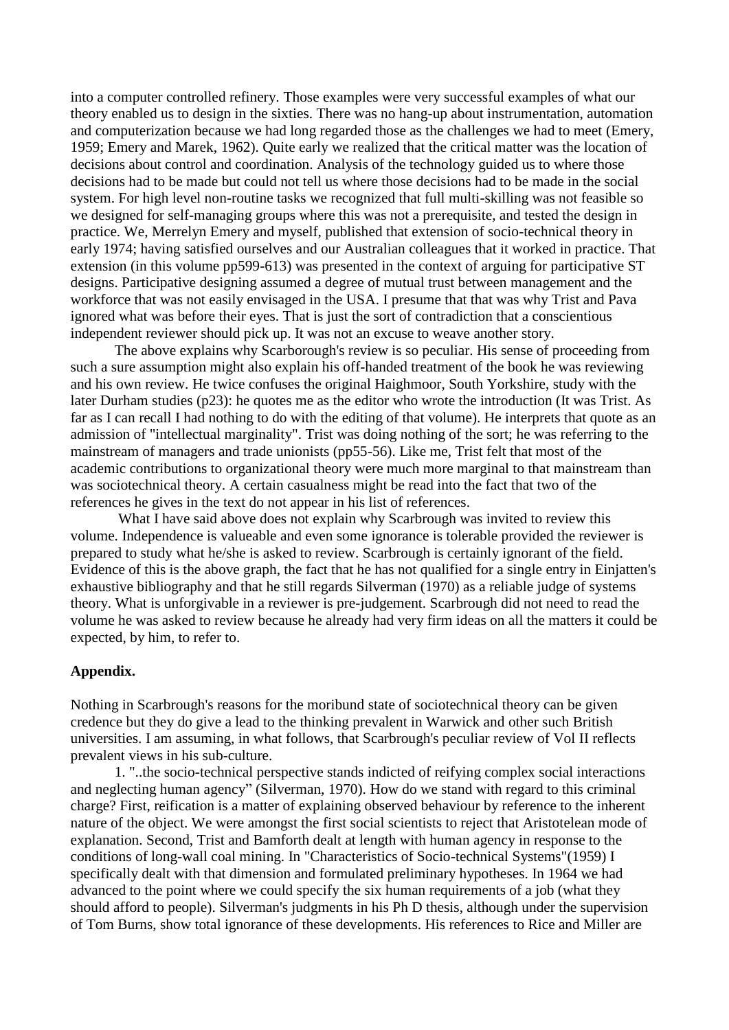into a computer controlled refinery. Those examples were very successful examples of what our theory enabled us to design in the sixties. There was no hang-up about instrumentation, automation and computerization because we had long regarded those as the challenges we had to meet (Emery, 1959; Emery and Marek, 1962). Quite early we realized that the critical matter was the location of decisions about control and coordination. Analysis of the technology guided us to where those decisions had to be made but could not tell us where those decisions had to be made in the social system. For high level non-routine tasks we recognized that full multi-skilling was not feasible so we designed for self-managing groups where this was not a prerequisite, and tested the design in practice. We, Merrelyn Emery and myself, published that extension of socio-technical theory in early 1974; having satisfied ourselves and our Australian colleagues that it worked in practice. That extension (in this volume pp599-613) was presented in the context of arguing for participative ST designs. Participative designing assumed a degree of mutual trust between management and the workforce that was not easily envisaged in the USA. I presume that that was why Trist and Pava ignored what was before their eyes. That is just the sort of contradiction that a conscientious independent reviewer should pick up. It was not an excuse to weave another story.

The above explains why Scarborough's review is so peculiar. His sense of proceeding from such a sure assumption might also explain his off-handed treatment of the book he was reviewing and his own review. He twice confuses the original Haighmoor, South Yorkshire, study with the later Durham studies (p23): he quotes me as the editor who wrote the introduction (It was Trist. As far as I can recall I had nothing to do with the editing of that volume). He interprets that quote as an admission of "intellectual marginality". Trist was doing nothing of the sort; he was referring to the mainstream of managers and trade unionists (pp55-56). Like me, Trist felt that most of the academic contributions to organizational theory were much more marginal to that mainstream than was sociotechnical theory. A certain casualness might be read into the fact that two of the references he gives in the text do not appear in his list of references.

What I have said above does not explain why Scarbrough was invited to review this volume. Independence is valueable and even some ignorance is tolerable provided the reviewer is prepared to study what he/she is asked to review. Scarbrough is certainly ignorant of the field. Evidence of this is the above graph, the fact that he has not qualified for a single entry in Einjatten's exhaustive bibliography and that he still regards Silverman (1970) as a reliable judge of systems theory. What is unforgivable in a reviewer is pre-judgement. Scarbrough did not need to read the volume he was asked to review because he already had very firm ideas on all the matters it could be expected, by him, to refer to.

**Appendix.**

Nothing in Scarbrough's reasons for the moribund state of sociotechnical theory can be given credence but they do give a lead to the thinking prevalent in Warwick and other such British universities. I am assuming, in what follows, that Scarbrough's peculiar review of Vol II reflects prevalent views in his sub-culture.

1. "..the socio-technical perspective stands indicted of reifying complex social interactions and neglecting human agency" (Silverman, 1970). How do we stand with regard to this criminal charge? First, reification is a matter of explaining observed behaviour by reference to the inherent nature of the object. We were amongst the first social scientists to reject that Aristotelean mode of explanation. Second, Trist and Bamforth dealt at length with human agency in response to the conditions of long-wall coal mining. In "Characteristics of Socio-technical Systems"(1959) I specifically dealt with that dimension and formulated preliminary hypotheses. In 1964 we had advanced to the point where we could specify the six human requirements of a job (what they should afford to people). Silverman's judgments in his Ph D thesis, although under the supervision of Tom Burns, show total ignorance of these developments. His references to Rice and Miller are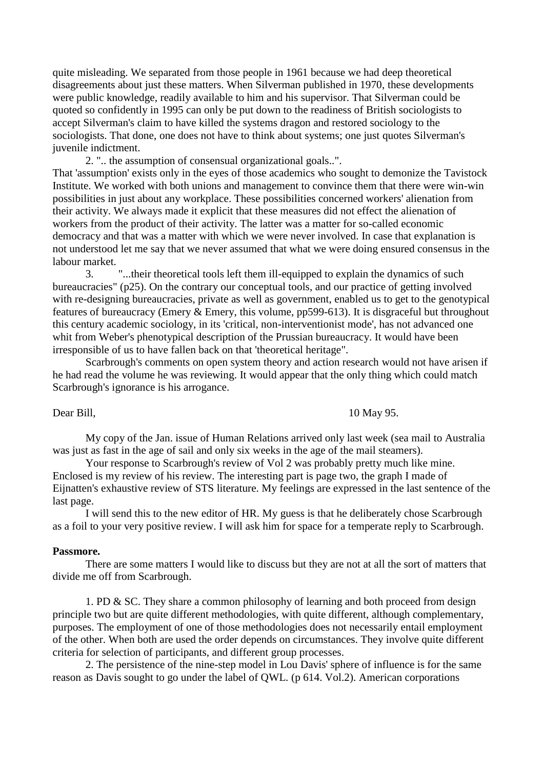quite misleading. We separated from those people in 1961 because we had deep theoretical disagreements about just these matters. When Silverman published in 1970, these developments were public knowledge, readily available to him and his supervisor. That Silverman could be quoted so confidently in 1995 can only be put down to the readiness of British sociologists to accept Silverman's claim to have killed the systems dragon and restored sociology to the sociologists. That done, one does not have to think about systems; one just quotes Silverman's juvenile indictment.

2. ".. the assumption of consensual organizational goals..".

That 'assumption' exists only in the eyes of those academics who sought to demonize the Tavistock Institute. We worked with both unions and management to convince them that there were win-win possibilities in just about any workplace. These possibilities concerned workers' alienation from their activity. We always made it explicit that these measures did not effect the alienation of workers from the product of their activity. The latter was a matter for so-called economic democracy and that was a matter with which we were never involved. In case that explanation is not understood let me say that we never assumed that what we were doing ensured consensus in the labour market.

3. "...their theoretical tools left them ill-equipped to explain the dynamics of such bureaucracies" (p25). On the contrary our conceptual tools, and our practice of getting involved with re-designing bureaucracies, private as well as government, enabled us to get to the genotypical features of bureaucracy (Emery & Emery, this volume, pp599-613). It is disgraceful but throughout this century academic sociology, in its 'critical, non-interventionist mode', has not advanced one whit from Weber's phenotypical description of the Prussian bureaucracy. It would have been irresponsible of us to have fallen back on that 'theoretical heritage".

Scarbrough's comments on open system theory and action research would not have arisen if he had read the volume he was reviewing. It would appear that the only thing which could match Scarbrough's ignorance is his arrogance.

Dear Bill, 10 May 95.

My copy of the Jan. issue of Human Relations arrived only last week (sea mail to Australia was just as fast in the age of sail and only six weeks in the age of the mail steamers).

Your response to Scarbrough's review of Vol 2 was probably pretty much like mine. Enclosed is my review of his review. The interesting part is page two, the graph I made of Eijnatten's exhaustive review of STS literature. My feelings are expressed in the last sentence of the last page.

I will send this to the new editor of HR. My guess is that he deliberately chose Scarbrough as a foil to your very positive review. I will ask him for space for a temperate reply to Scarbrough.

**Passmore.**

There are some matters I would like to discuss but they are not at all the sort of matters that divide me off from Scarbrough.

1. PD & SC. They share a common philosophy of learning and both proceed from design principle two but are quite different methodologies, with quite different, although complementary, purposes. The employment of one of those methodologies does not necessarily entail employment of the other. When both are used the order depends on circumstances. They involve quite different criteria for selection of participants, and different group processes.

2. The persistence of the nine-step model in Lou Davis' sphere of influence is for the same reason as Davis sought to go under the label of QWL. (p 614. Vol.2). American corporations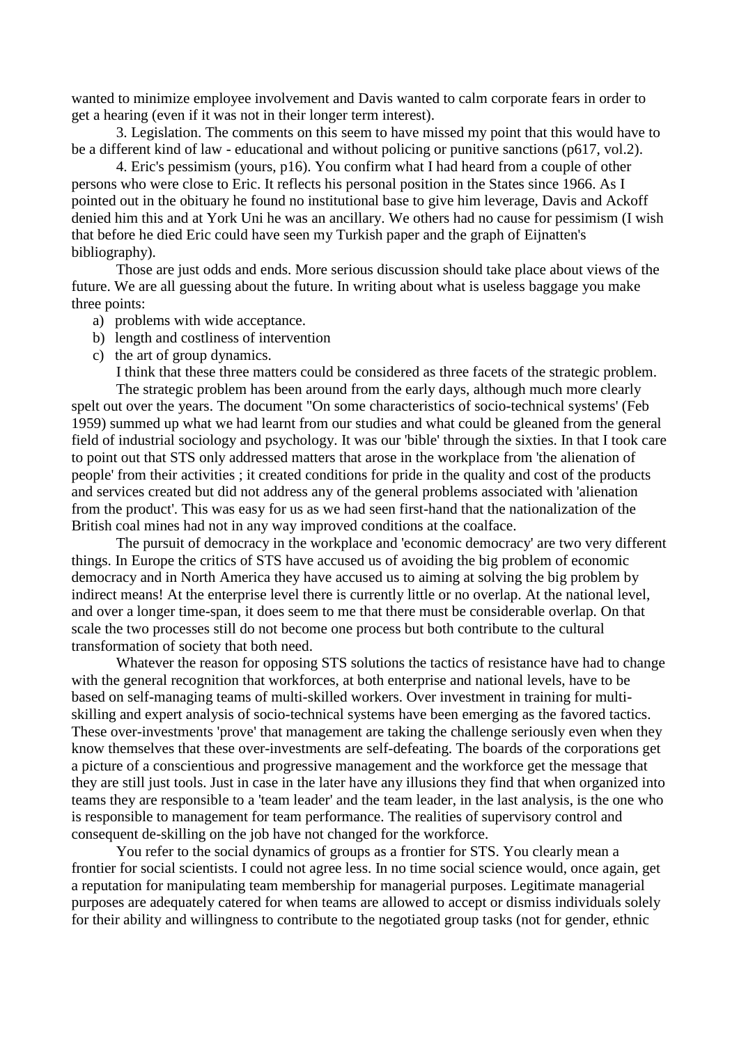wanted to minimize employee involvement and Davis wanted to calm corporate fears in order to get a hearing (even if it was not in their longer term interest).

3. Legislation. The comments on this seem to have missed my point that this would have to be a different kind of law - educational and without policing or punitive sanctions (p617, vol.2).

4. Eric's pessimism (yours, p16). You confirm what I had heard from a couple of other persons who were close to Eric. It reflects his personal position in the States since 1966. As I pointed out in the obituary he found no institutional base to give him leverage, Davis and Ackoff denied him this and at York Uni he was an ancillary. We others had no cause for pessimism (I wish that before he died Eric could have seen my Turkish paper and the graph of Eijnatten's bibliography).

Those are just odds and ends. More serious discussion should take place about views of the future. We are all guessing about the future. In writing about what is useless baggage you make three points:

a) problems with wide acceptance.
b) length and costliness of intervention
c) the art of group dynamics.

I think that these three matters could be considered as three facets of the strategic problem.

The strategic problem has been around from the early days, although much more clearly spelt out over the years. The document "On some characteristics of socio-technical systems' (Feb 1959) summed up what we had learnt from our studies and what could be gleaned from the general field of industrial sociology and psychology. It was our 'bible' through the sixties. In that I took care to point out that STS only addressed matters that arose in the workplace from 'the alienation of people' from their activities ; it created conditions for pride in the quality and cost of the products and services created but did not address any of the general problems associated with 'alienation from the product'. This was easy for us as we had seen first-hand that the nationalization of the British coal mines had not in any way improved conditions at the coalface.

The pursuit of democracy in the workplace and 'economic democracy' are two very different things. In Europe the critics of STS have accused us of avoiding the big problem of economic democracy and in North America they have accused us to aiming at solving the big problem by indirect means! At the enterprise level there is currently little or no overlap. At the national level, and over a longer time-span, it does seem to me that there must be considerable overlap. On that scale the two processes still do not become one process but both contribute to the cultural transformation of society that both need.

Whatever the reason for opposing STS solutions the tactics of resistance have had to change with the general recognition that workforces, at both enterprise and national levels, have to be based on self-managing teams of multi-skilled workers. Over investment in training for multi-skilling and expert analysis of socio-technical systems have been emerging as the favored tactics. These over-investments 'prove' that management are taking the challenge seriously even when they know themselves that these over-investments are self-defeating. The boards of the corporations get a picture of a conscientious and progressive management and the workforce get the message that they are still just tools. Just in case in the later have any illusions they find that when organized into teams they are responsible to a 'team leader' and the team leader, in the last analysis, is the one who is responsible to management for team performance. The realities of supervisory control and consequent de-skilling on the job have not changed for the workforce.

You refer to the social dynamics of groups as a frontier for STS. You clearly mean a frontier for social scientists. I could not agree less. In no time social science would, once again, get a reputation for manipulating team membership for managerial purposes. Legitimate managerial purposes are adequately catered for when teams are allowed to accept or dismiss individuals solely for their ability and willingness to contribute to the negotiated group tasks (not for gender, ethnic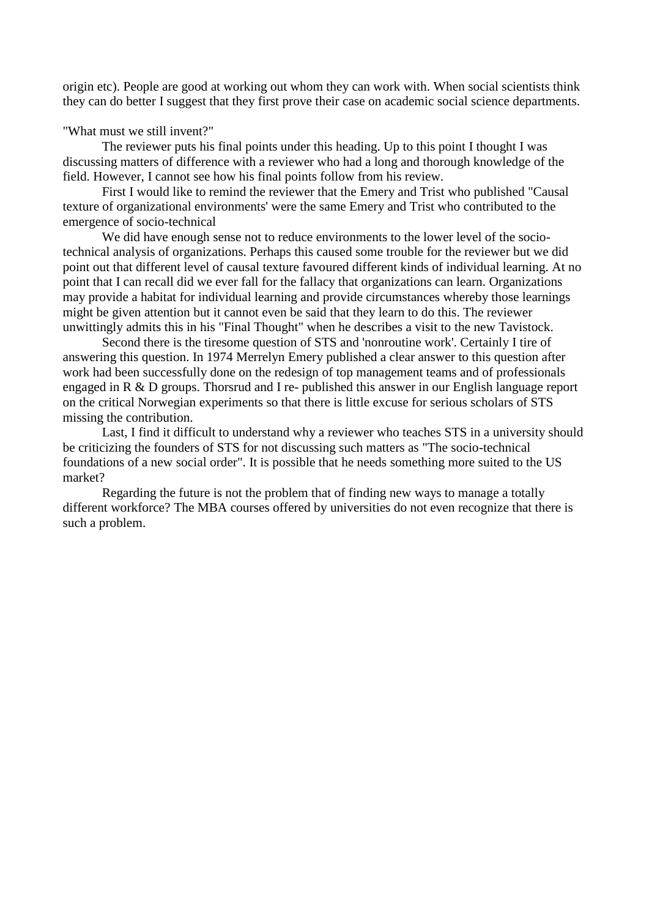origin etc). People are good at working out whom they can work with. When social scientists think they can do better I suggest that they first prove their case on academic social science departments.

"What must we still invent?"

The reviewer puts his final points under this heading. Up to this point I thought I was discussing matters of difference with a reviewer who had a long and thorough knowledge of the field. However, I cannot see how his final points follow from his review.

First I would like to remind the reviewer that the Emery and Trist who published "Causal texture of organizational environments' were the same Emery and Trist who contributed to the emergence of socio-technical

We did have enough sense not to reduce environments to the lower level of the socio-technical analysis of organizations. Perhaps this caused some trouble for the reviewer but we did point out that different level of causal texture favoured different kinds of individual learning. At no point that I can recall did we ever fall for the fallacy that organizations can learn. Organizations may provide a habitat for individual learning and provide circumstances whereby those learnings might be given attention but it cannot even be said that they learn to do this. The reviewer unwittingly admits this in his "Final Thought" when he describes a visit to the new Tavistock.

Second there is the tiresome question of STS and 'nonroutine work'. Certainly I tire of answering this question. In 1974 Merrelyn Emery published a clear answer to this question after work had been successfully done on the redesign of top management teams and of professionals engaged in R & D groups. Thorsrud and I re- published this answer in our English language report on the critical Norwegian experiments so that there is little excuse for serious scholars of STS missing the contribution.

Last, I find it difficult to understand why a reviewer who teaches STS in a university should be criticizing the founders of STS for not discussing such matters as "The socio-technical foundations of a new social order". It is possible that he needs something more suited to the US market?

Regarding the future is not the problem that of finding new ways to manage a totally different workforce? The MBA courses offered by universities do not even recognize that there is such a problem.